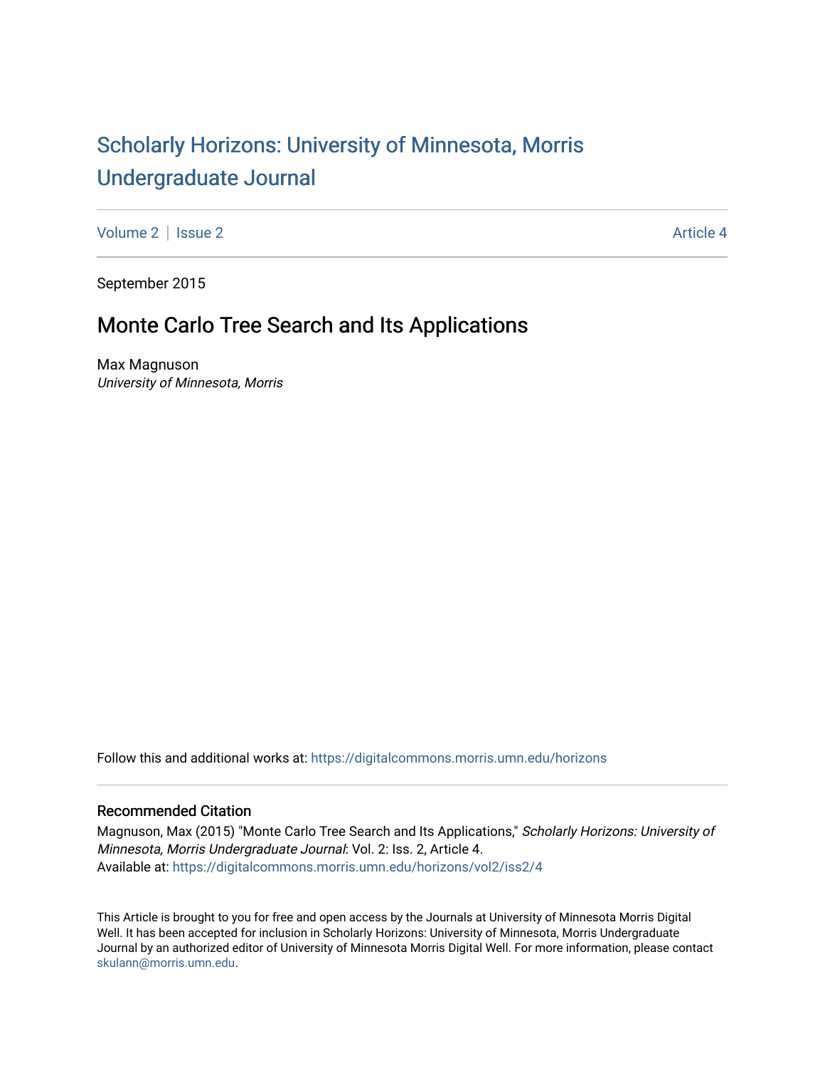Scholarly Horizons: University of Minnesota, Morris Undergraduate Journal

Volume 2 | Issue 2 — Article 4

September 2015

# Monte Carlo Tree Search and Its Applications

Max Magnuson
*University of Minnesota, Morris*

Follow this and additional works at: https://digitalcommons.morris.umn.edu/horizons

## Recommended Citation

Magnuson, Max (2015) "Monte Carlo Tree Search and Its Applications," *Scholarly Horizons: University of Minnesota, Morris Undergraduate Journal*: Vol. 2: Iss. 2, Article 4.
Available at: https://digitalcommons.morris.umn.edu/horizons/vol2/iss2/4

This Article is brought to you for free and open access by the Journals at University of Minnesota Morris Digital Well. It has been accepted for inclusion in Scholarly Horizons: University of Minnesota, Morris Undergraduate Journal by an authorized editor of University of Minnesota Morris Digital Well. For more information, please contact skulann@morris.umn.edu.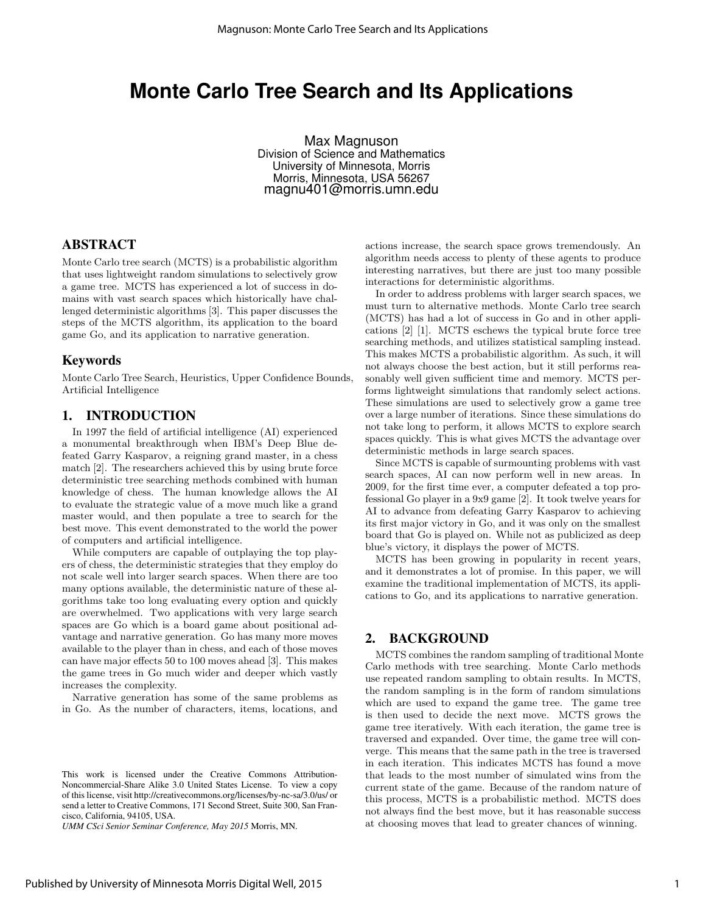# Monte Carlo Tree Search and Its Applications

Max Magnuson
Division of Science and Mathematics
University of Minnesota, Morris
Morris, Minnesota, USA 56267
magnu401@morris.umn.edu

## ABSTRACT

Monte Carlo tree search (MCTS) is a probabilistic algorithm that uses lightweight random simulations to selectively grow a game tree. MCTS has experienced a lot of success in domains with vast search spaces which historically have challenged deterministic algorithms [3]. This paper discusses the steps of the MCTS algorithm, its application to the board game Go, and its application to narrative generation.

## Keywords

Monte Carlo Tree Search, Heuristics, Upper Confidence Bounds, Artificial Intelligence

## 1. INTRODUCTION

In 1997 the field of artificial intelligence (AI) experienced a monumental breakthrough when IBM's Deep Blue defeated Garry Kasparov, a reigning grand master, in a chess match [2]. The researchers achieved this by using brute force deterministic tree searching methods combined with human knowledge of chess. The human knowledge allows the AI to evaluate the strategic value of a move much like a grand master would, and then populate a tree to search for the best move. This event demonstrated to the world the power of computers and artificial intelligence.

While computers are capable of outplaying the top players of chess, the deterministic strategies that they employ do not scale well into larger search spaces. When there are too many options available, the deterministic nature of these algorithms take too long evaluating every option and quickly are overwhelmed. Two applications with very large search spaces are Go which is a board game about positional advantage and narrative generation. Go has many more moves available to the player than in chess, and each of those moves can have major effects 50 to 100 moves ahead [3]. This makes the game trees in Go much wider and deeper which vastly increases the complexity.

Narrative generation has some of the same problems as in Go. As the number of characters, items, locations, and actions increase, the search space grows tremendously. An algorithm needs access to plenty of these agents to produce interesting narratives, but there are just too many possible interactions for deterministic algorithms.

In order to address problems with larger search spaces, we must turn to alternative methods. Monte Carlo tree search (MCTS) has had a lot of success in Go and in other applications [2] [1]. MCTS eschews the typical brute force tree searching methods, and utilizes statistical sampling instead. This makes MCTS a probabilistic algorithm. As such, it will not always choose the best action, but it still performs reasonably well given sufficient time and memory. MCTS performs lightweight simulations that randomly select actions. These simulations are used to selectively grow a game tree over a large number of iterations. Since these simulations do not take long to perform, it allows MCTS to explore search spaces quickly. This is what gives MCTS the advantage over deterministic methods in large search spaces.

Since MCTS is capable of surmounting problems with vast search spaces, AI can now perform well in new areas. In 2009, for the first time ever, a computer defeated a top professional Go player in a 9x9 game [2]. It took twelve years for AI to advance from defeating Garry Kasparov to achieving its first major victory in Go, and it was only on the smallest board that Go is played on. While not as publicized as deep blue's victory, it displays the power of MCTS.

MCTS has been growing in popularity in recent years, and it demonstrates a lot of promise. In this paper, we will examine the traditional implementation of MCTS, its applications to Go, and its applications to narrative generation.

## 2. BACKGROUND

MCTS combines the random sampling of traditional Monte Carlo methods with tree searching. Monte Carlo methods use repeated random sampling to obtain results. In MCTS, the random sampling is in the form of random simulations which are used to expand the game tree. The game tree is then used to decide the next move. MCTS grows the game tree iteratively. With each iteration, the game tree is traversed and expanded. Over time, the game tree will converge. This means that the same path in the tree is traversed in each iteration. This indicates MCTS has found a move that leads to the most number of simulated wins from the current state of the game. Because of the random nature of this process, MCTS is a probabilistic method. MCTS does not always find the best move, but it has reasonable success at choosing moves that lead to greater chances of winning.

This work is licensed under the Creative Commons Attribution-Noncommercial-Share Alike 3.0 United States License. To view a copy of this license, visit http://creativecommons.org/licenses/by-nc-sa/3.0/us/ or send a letter to Creative Commons, 171 Second Street, Suite 300, San Francisco, California, 94105, USA.
*UMM CSci Senior Seminar Conference, May 2015* Morris, MN.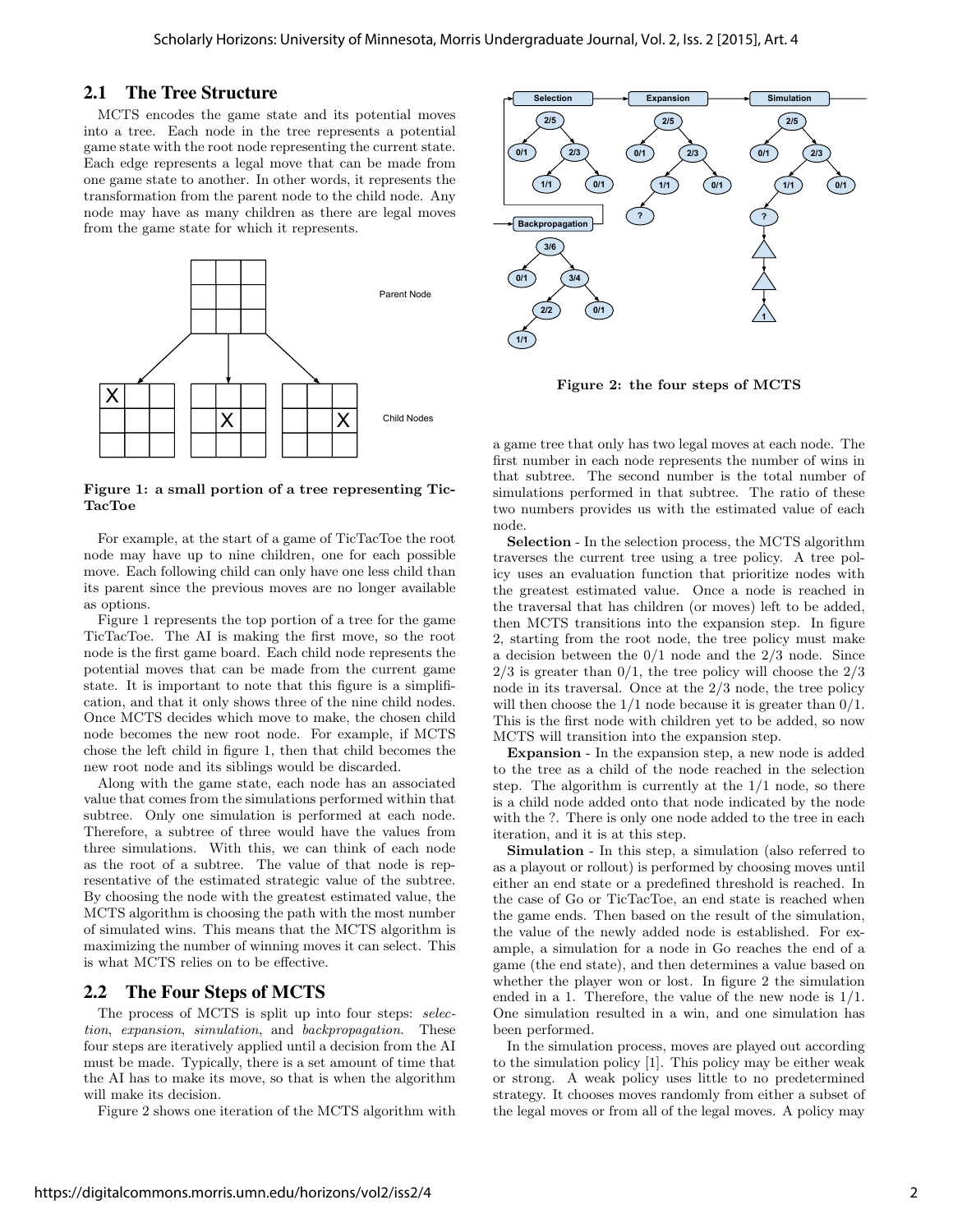## 2.1 The Tree Structure

MCTS encodes the game state and its potential moves into a tree. Each node in the tree represents a potential game state with the root node representing the current state. Each edge represents a legal move that can be made from one game state to another. In other words, it represents the transformation from the parent node to the child node. Any node may have as many children as there are legal moves from the game state for which it represents.

**Figure 1: a small portion of a tree representing TicTacToe**

For example, at the start of a game of TicTacToe the root node may have up to nine children, one for each possible move. Each following child can only have one less child than its parent since the previous moves are no longer available as options.

Figure 1 represents the top portion of a tree for the game TicTacToe. The AI is making the first move, so the root node is the first game board. Each child node represents the potential moves that can be made from the current game state. It is important to note that this figure is a simplification, and that it only shows three of the nine child nodes. Once MCTS decides which move to make, the child node becomes the new root node. For example, if MCTS chose the left child in figure 1, then that child becomes the new root node and its siblings would be discarded.

Along with the game state, each node has an associated value that comes from the simulations performed within that subtree. Only one simulation is performed at each node. Therefore, a subtree of three would have the values from three simulations. With this, we can think of each node as the root of a subtree. The value of that node is representative of the estimated strategic value of the subtree. By choosing the node with the greatest estimated value, the MCTS algorithm is choosing the path with the most number of simulated wins. This means that the MCTS algorithm is maximizing the number of winning moves it can select. This is what MCTS relies on to be effective.

## 2.2 The Four Steps of MCTS

The process of MCTS is split up into four steps: *selection*, *expansion*, *simulation*, and *backpropagation*. These four steps are iteratively applied until a decision from the AI must be made. Typically, there is a set amount of time that the AI has to make its move, so that is when the algorithm will make its decision.

Figure 2 shows one iteration of the MCTS algorithm with a game tree that only has two legal moves at each node. The first number in each node represents the number of wins in that subtree. The second number is the total number of simulations performed in that subtree. The ratio of these two numbers provides us with the estimated value of each node.

**Figure 2: the four steps of MCTS**

**Selection** - In the selection process, the MCTS algorithm traverses the current tree using a tree policy. A tree policy uses an evaluation function that prioritize nodes with the greatest estimated value. Once a node is reached in the traversal that has children (or moves) left to be added, then MCTS transitions into the expansion step. In figure 2, starting from the root node, the tree policy must make a decision between the 0/1 node and the 2/3 node. Since 2/3 is greater than 0/1, the tree policy will choose the 2/3 node in its traversal. Once at the 2/3 node, the tree policy will then choose the 1/1 node because it is greater than 0/1. This is the first node with children yet to be added, so now MCTS will transition into the expansion step.

**Expansion** - In the expansion step, a new node is added to the tree as a child of the node reached in the selection step. The algorithm is currently at the 1/1 node, so there is a child node added onto that node indicated by the node with the ?. There is only one node added to the tree in each iteration, and it is at this step.

**Simulation** - In this step, a simulation (also referred to as a playout or rollout) is performed by choosing moves until either an end state or a predefined threshold is reached. In the case of Go or TicTacToe, an end state is reached when the game ends. Then based on the result of the simulation, the value of the newly added node is established. For example, a simulation for a node in Go reaches the end of a game (the end state), and then determines a value based on whether the player won or lost. In figure 2 the simulation ended in a 1. Therefore, the value of the new node is 1/1. One simulation resulted in a win, and one simulation has been performed.

In the simulation process, moves are played out according to the simulation policy [1]. This policy may be either weak or strong. A weak policy uses little to no predetermined strategy. It chooses moves randomly from either a subset of the legal moves or from all of the legal moves. A policy may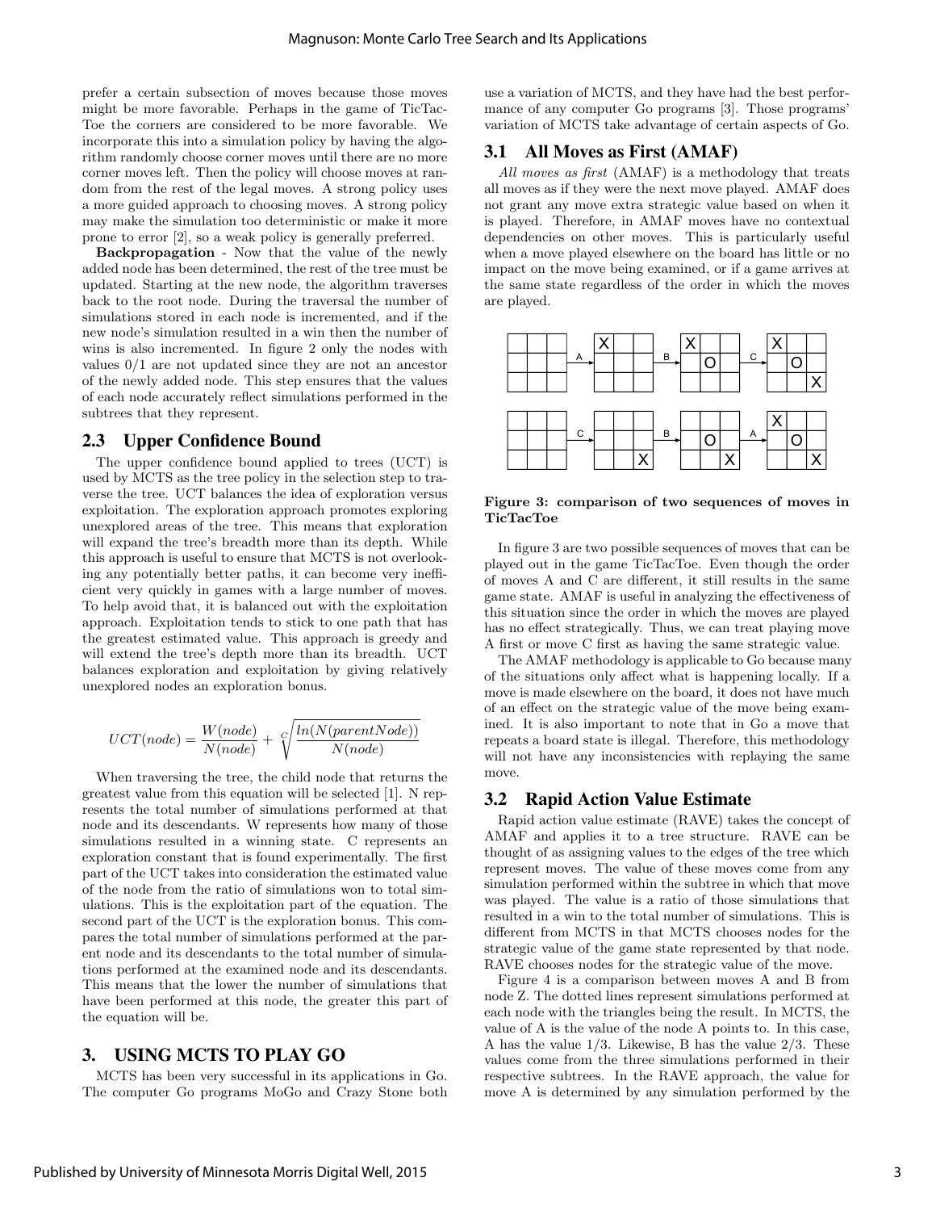prefer a certain subsection of moves because those moves might be more favorable. Perhaps in the game of TicTacToe the corners are considered to be more favorable. We incorporate this into a simulation policy by having the algorithm randomly choose corner moves until there are no more corner moves left. Then the policy will choose moves at random from the rest of the legal moves. A strong policy uses a more guided approach to choosing moves. A strong policy may make the simulation too deterministic or make it more prone to error [2], so a weak policy is generally preferred.

**Backpropagation** - Now that the value of the newly added node has been determined, the rest of the tree must be updated. Starting at the new node, the algorithm traverses back to the root node. During the traversal the number of simulations stored in each node is incremented, and if the new node's simulation resulted in a win then the number of wins is also incremented. In figure 2 only the nodes with values 0/1 are not updated since they are not an ancestor of the newly added node. This step ensures that the values of each node accurately reflect simulations performed in the subtrees that they represent.

## 2.3 Upper Confidence Bound

The upper confidence bound applied to trees (UCT) is used by MCTS as the tree policy in the selection step to traverse the tree. UCT balances the idea of exploration versus exploitation. The exploration approach promotes exploring unexplored areas of the tree. This means that exploration will expand the tree's breadth more than its depth. While this approach is useful to ensure that MCTS is not overlooking any potentially better paths, it can become very inefficient very quickly in games with a large number of moves. To help avoid that, it is balanced out with the exploitation approach. Exploitation tends to stick to one path that has the greatest estimated value. This approach is greedy and will extend the tree's depth more than its breadth. UCT balances exploration and exploitation by giving relatively unexplored nodes an exploration bonus.

$$UCT(node) = \frac{W(node)}{N(node)} + \sqrt[c]{\frac{ln(N(parentNode))}{N(node)}}$$

When traversing the tree, the child node that returns the greatest value from this equation will be selected [1]. N represents the total number of simulations performed at that node and its descendants. W represents how many of those simulations resulted in a winning state. C represents an exploration constant that is found experimentally. The first part of the UCT takes into consideration the estimated value of the node from the ratio of simulations won to total simulations. This is the exploitation part of the equation. The second part of the UCT is the exploration bonus. This compares the total number of simulations performed at the parent node and its descendants to the total number of simulations performed at the examined node and its descendants. This means that the lower the number of simulations that have been performed at this node, the greater this part of the equation will be.

# 3. USING MCTS TO PLAY GO

MCTS has been very successful in its applications in Go. The computer Go programs MoGo and Crazy Stone both use a variation of MCTS, and they have had the best performance of any computer Go programs [3]. Those programs' variation of MCTS take advantage of certain aspects of Go.

## 3.1 All Moves as First (AMAF)

*All moves as first* (AMAF) is a methodology that treats all moves as if they were the next move played. AMAF does not grant any move extra strategic value based on when it is played. Therefore, in AMAF moves have no contextual dependencies on other moves. This is particularly useful when a move played elsewhere on the board has little or no impact on the move being examined, or if a game arrives at the same state regardless of the order in which the moves are played.

**Figure 3: comparison of two sequences of moves in TicTacToe**

In figure 3 are two possible sequences of moves that can be played out in the game TicTacToe. Even though the order of moves A and C are different, it still results in the same game state. AMAF is useful in analyzing the effectiveness of this situation since the order in which the moves are played has no effect strategically. Thus, we can treat playing move A first or move C first as having the same strategic value.

The AMAF methodology is applicable to Go because many of the situations only affect what is happening locally. If a move is made elsewhere on the board, it does not have much of an effect on the strategic value of the move being examined. It is also important to note that in Go a move that repeats a board state is illegal. Therefore, this methodology will not have any inconsistencies with replaying the same move.

## 3.2 Rapid Action Value Estimate

Rapid action value estimate (RAVE) takes the concept of AMAF and applies it to a tree structure. RAVE can be thought of as assigning values to the edges of the tree which represent moves. The value of these moves come from any simulation performed within the subtree in which that move was played. The value is a ratio of those simulations that resulted in a win to the total number of simulations. This is different from MCTS in that MCTS chooses nodes for the strategic value of the game state represented by that node. RAVE chooses nodes for the strategic value of the move.

Figure 4 is a comparison between moves A and B from node Z. The dotted lines represent simulations performed at each node with the triangles being the result. In MCTS, the value of A is the value of the node A points to. In this case, A has the value 1/3. Likewise, B has the value 2/3. These values come from the three simulations performed in their respective subtrees. In the RAVE approach, the value for move A is determined by any simulation performed by the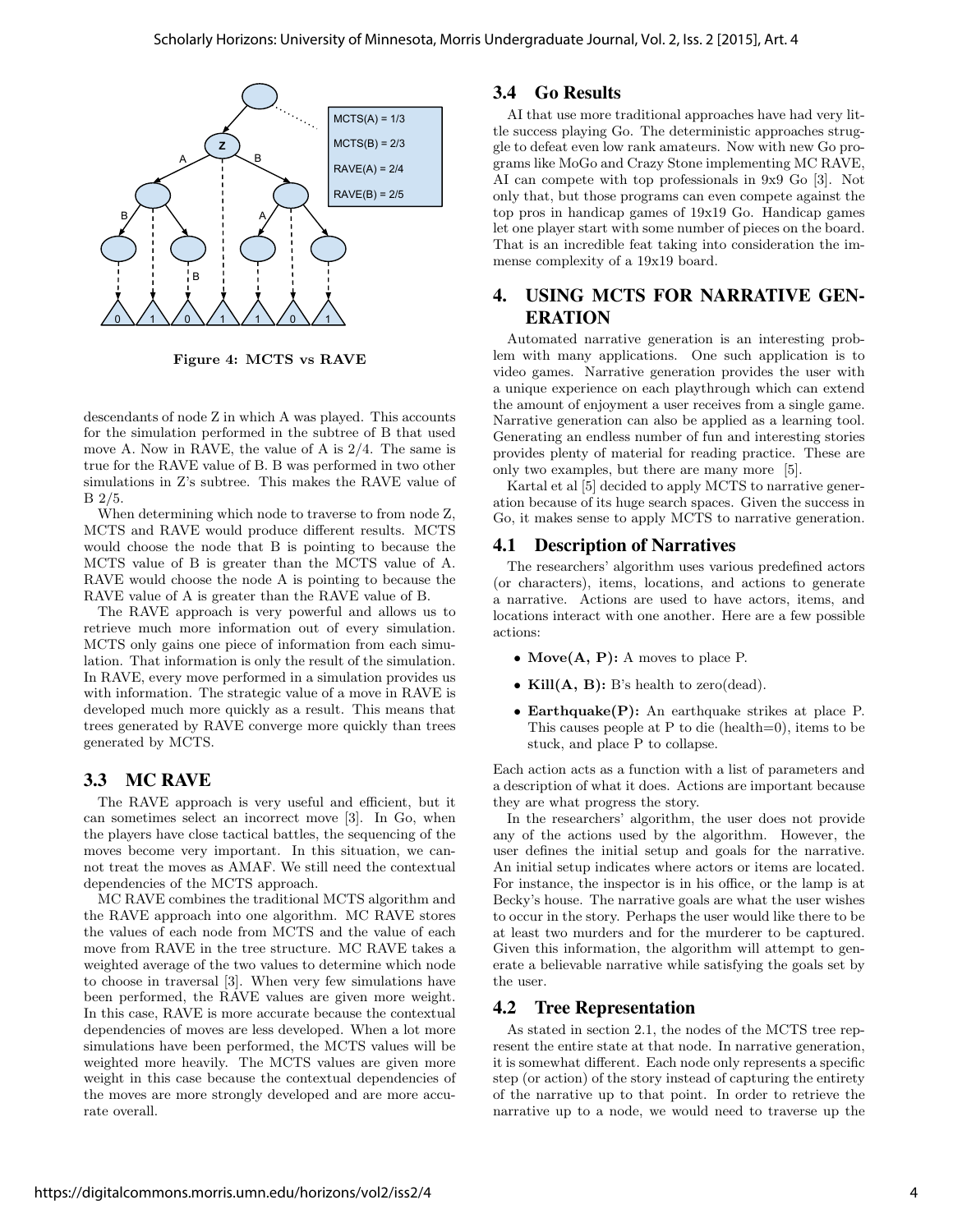Figure 4: MCTS vs RAVE

descendants of node Z in which A was played. This accounts for the simulation performed in the subtree of B that used move A. Now in RAVE, the value of A is 2/4. The same is true for the RAVE value of B. B was performed in two other simulations in Z's subtree. This makes the RAVE value of B 2/5.

When determining which node to traverse to from node Z, MCTS and RAVE would produce different results. MCTS would choose the node that B is pointing to because the MCTS value of B is greater than the MCTS value of A. RAVE would choose the node A is pointing to because the RAVE value of A is greater than the RAVE value of B.

The RAVE approach is very powerful and allows us to retrieve much more information out of every simulation. MCTS only gains one piece of information from each simulation. That information is only the result of the simulation. In RAVE, every move performed in a simulation provides us with information. The strategic value of a move in RAVE is developed much more quickly as a result. This means that trees generated by RAVE converge more quickly than trees generated by MCTS.

### 3.3 MC RAVE

The RAVE approach is very useful and efficient, but it can sometimes select an incorrect move [3]. In Go, when the players have close tactical battles, the sequencing of the moves become very important. In this situation, we cannot treat the moves as AMAF. We still need the contextual dependencies of the MCTS approach.

MC RAVE combines the traditional MCTS algorithm and the RAVE approach into one algorithm. MC RAVE stores the values of each node from MCTS and the value of each move from RAVE in the tree structure. MC RAVE takes a weighted average of the two values to determine which node to choose in traversal [3]. When very few simulations have been performed, the RAVE values are given more weight. In this case, RAVE is more accurate because the contextual dependencies of moves are less developed. When a lot more simulations have been performed, the MCTS values will be weighted more heavily. The MCTS values are given more weight in this case because the contextual dependencies of the moves are more strongly developed and are more accurate overall.

### 3.4 Go Results

AI that use more traditional approaches have had very little success playing Go. The deterministic approaches struggle to defeat even low rank amateurs. Now with new Go programs like MoGo and Crazy Stone implementing MC RAVE, AI can compete with top professionals in 9x9 Go [3]. Not only that, but those programs can even compete against the top pros in handicap games of 19x19 Go. Handicap games let one player start with some number of pieces on the board. That is an incredible feat taking into consideration the immense complexity of a 19x19 board.

## 4. USING MCTS FOR NARRATIVE GENERATION

Automated narrative generation is an interesting problem with many applications. One such application is to video games. Narrative generation provides the user with a unique experience on each playthrough which can extend the amount of enjoyment a user receives from a single game. Narrative generation can also be applied as a learning tool. Generating an endless number of fun and interesting stories provides plenty of material for reading practice. These are only two examples, but there are many more [5].

Kartal et al [5] decided to apply MCTS to narrative generation because of its huge search spaces. Given the success in Go, it makes sense to apply MCTS to narrative generation.

### 4.1 Description of Narratives

The researchers' algorithm uses various predefined actors (or characters), items, locations, and actions to generate a narrative. Actions are used to have actors, items, and locations interact with one another. Here are a few possible actions:

- **Move(A, P):** A moves to place P.
- **Kill(A, B):** B's health to zero(dead).
- **Earthquake(P):** An earthquake strikes at place P. This causes people at P to die (health=0), items to be stuck, and place P to collapse.

Each action acts as a function with a list of parameters and a description of what it does. Actions are important because they are what progress the story.

In the researchers' algorithm, the user does not provide any of the actions used by the algorithm. However, the user defines the initial setup and goals for the narrative. An initial setup indicates where actors or items are located. For instance, the inspector is in his office, or the lamp is at Becky's house. The narrative goals are what the user wishes to occur in the story. Perhaps the user would like there to be at least two murders and for the murderer to be captured. Given this information, the algorithm will attempt to generate a believable narrative while satisfying the goals set by the user.

### 4.2 Tree Representation

As stated in section 2.1, the nodes of the MCTS tree represent the entire state at that node. In narrative generation, it is somewhat different. Each node only represents a specific step (or action) of the story instead of capturing the entirety of the narrative up to that point. In order to retrieve the narrative up to a node, we would need to traverse up the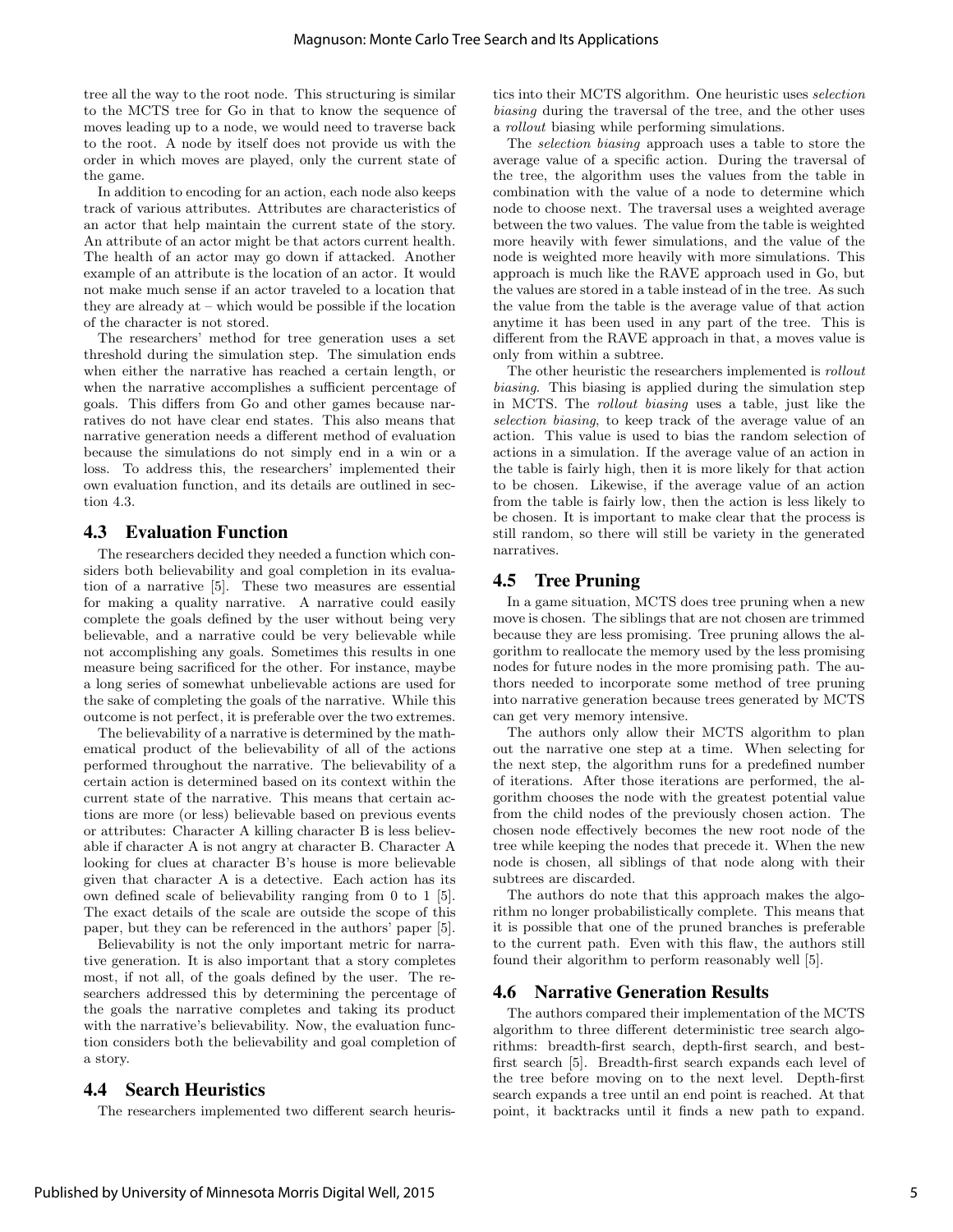tree all the way to the root node. This structuring is similar to the MCTS tree for Go in that to know the sequence of moves leading up to a node, we would need to traverse back to the root. A node by itself does not provide us with the order in which moves are played, only the current state of the game.

In addition to encoding for an action, each node also keeps track of various attributes. Attributes are characteristics of an actor that help maintain the current state of the story. An attribute of an actor might be that actors current health. The health of an actor may go down if attacked. Another example of an attribute is the location of an actor. It would not make much sense if an actor traveled to a location that they are already at – which would be possible if the location of the character is not stored.

The researchers' method for tree generation uses a set threshold during the simulation step. The simulation ends when either the narrative has reached a certain length, or when the narrative accomplishes a sufficient percentage of goals. This differs from Go and other games because narratives do not have clear end states. This also means that narrative generation needs a different method of evaluation because the simulations do not simply end in a win or a loss. To address this, the researchers' implemented their own evaluation function, and its details are outlined in section 4.3.

## 4.3 Evaluation Function

The researchers decided they needed a function which considers both believability and goal completion in its evaluation of a narrative [5]. These two measures are essential for making a quality narrative. A narrative could easily complete the goals defined by the user without being very believable, and a narrative could be very believable while not accomplishing any goals. Sometimes this results in one measure being sacrificed for the other. For instance, maybe a long series of somewhat unbelievable actions are used for the sake of completing the goals of the narrative. While this outcome is not perfect, it is preferable over the two extremes.

The believability of a narrative is determined by the mathematical product of the believability of all of the actions performed throughout the narrative. The believability of a certain action is determined based on its context within the current state of the narrative. This means that certain actions are more (or less) believable based on previous events or attributes: Character A killing character B is less believable if character A is not angry at character B. Character A looking for clues at character B's house is more believable given that character A is a detective. Each action has its own defined scale of believability ranging from 0 to 1 [5]. The exact details of the scale are outside the scope of this paper, but they can be referenced in the authors' paper [5].

Believability is not the only important metric for narrative generation. It is also important that a story completes most, if not all, of the goals defined by the user. The researchers addressed this by determining the percentage of the goals the narrative completes and taking its product with the narrative's believability. Now, the evaluation function considers both the believability and goal completion of a story.

## 4.4 Search Heuristics

The researchers implemented two different search heuristics into their MCTS algorithm. One heuristic uses *selection biasing* during the traversal of the tree, and the other uses a *rollout* biasing while performing simulations.

The *selection biasing* approach uses a table to store the average value of a specific action. During the traversal of the tree, the algorithm uses the values from the table in combination with the value of a node to determine which node to choose next. The traversal uses a weighted average between the two values. The value from the table is weighted more heavily with fewer simulations, and the value of the node is weighted more heavily with more simulations. This approach is much like the RAVE approach used in Go, but the values are stored in a table instead of in the tree. As such the value from the table is the average value of that action anytime it has been used in any part of the tree. This is different from the RAVE approach in that, a moves value is only from within a subtree.

The other heuristic the researchers implemented is *rollout biasing*. This biasing is applied during the simulation step in MCTS. The *rollout biasing* uses a table, just like the *selection biasing*, to keep track of the average value of an action. This value is used to bias the random selection of actions in a simulation. If the average value of an action in the table is fairly high, then it is more likely for that action to be chosen. Likewise, if the average value of an action from the table is fairly low, then the action is less likely to be chosen. It is important to make clear that the process is still random, so there will still be variety in the generated narratives.

## 4.5 Tree Pruning

In a game situation, MCTS does tree pruning when a new move is chosen. The siblings that are not chosen are trimmed because they are less promising. Tree pruning allows the algorithm to reallocate the memory used by the less promising nodes for future nodes in the more promising path. The authors needed to incorporate some method of tree pruning into narrative generation because trees generated by MCTS can get very memory intensive.

The authors only allow their MCTS algorithm to plan out the narrative one step at a time. When selecting for the next step, the algorithm runs for a predefined number of iterations. After those iterations are performed, the algorithm chooses the node with the greatest potential value from the child nodes of the previously chosen action. The chosen node effectively becomes the new root node of the tree while keeping the nodes that precede it. When the new node is chosen, all siblings of that node along with their subtrees are discarded.

The authors do note that this approach makes the algorithm no longer probabilistically complete. This means that it is possible that one of the pruned branches is preferable to the current path. Even with this flaw, the authors still found their algorithm to perform reasonably well [5].

## 4.6 Narrative Generation Results

The authors compared their implementation of the MCTS algorithm to three different deterministic tree search algorithms: breadth-first search, depth-first search, and best-first search [5]. Breadth-first search expands each level of the tree before moving on to the next level. Depth-first search expands a tree until an end point is reached. At that point, it backtracks until it finds a new path to expand.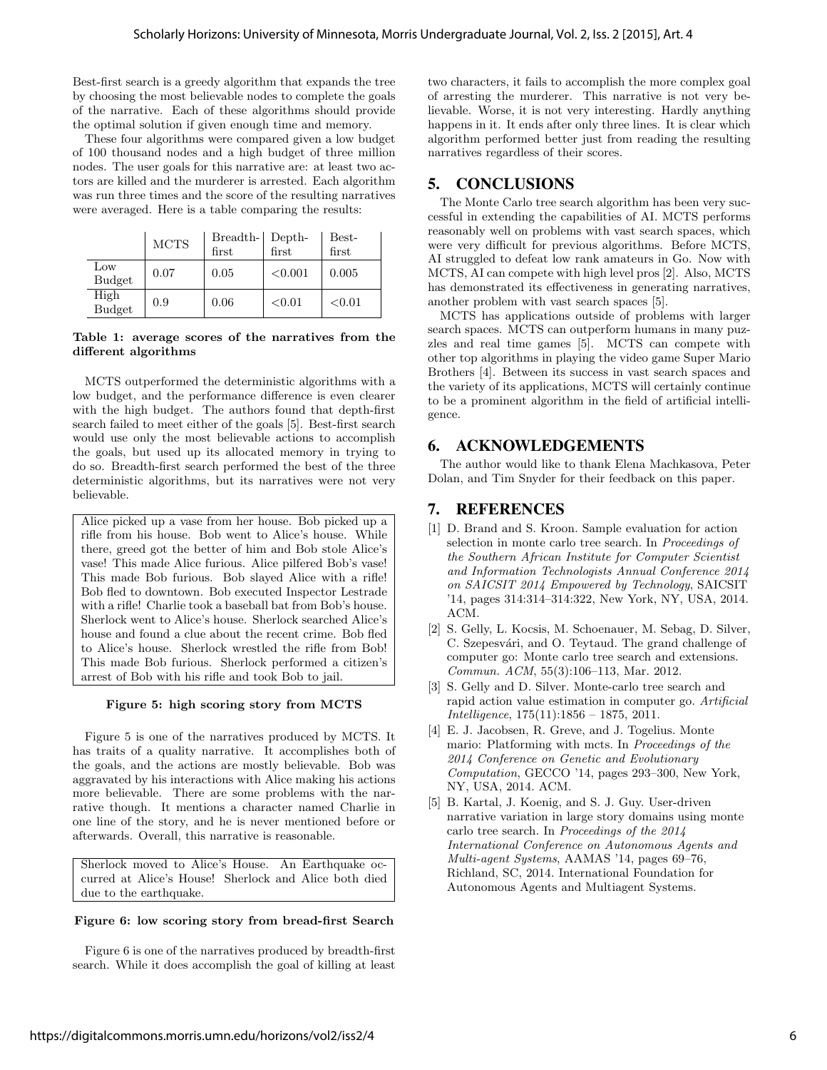Best-first search is a greedy algorithm that expands the tree by choosing the most believable nodes to complete the goals of the narrative. Each of these algorithms should provide the optimal solution if given enough time and memory.

These four algorithms were compared given a low budget of 100 thousand nodes and a high budget of three million nodes. The user goals for this narrative are: at least two actors are killed and the murderer is arrested. Each algorithm was run three times and the score of the resulting narratives were averaged. Here is a table comparing the results:

| | MCTS | Breadth-first | Depth-first | Best-first |
|---|---|---|---|---|
| Low Budget | 0.07 | 0.05 | <0.001 | 0.005 |
| High Budget | 0.9 | 0.06 | <0.01 | <0.01 |

**Table 1: average scores of the narratives from the different algorithms**

MCTS outperformed the deterministic algorithms with a low budget, and the performance difference is even clearer with the high budget. The authors found that depth-first search failed to meet either of the goals [5]. Best-first search would use only the most believable actions to accomplish the goals, but used up its allocated memory in trying to do so. Breadth-first search performed the best of the three deterministic algorithms, but its narratives were not very believable.

> Alice picked up a vase from her house. Bob picked up a rifle from his house. Bob went to Alice's house. While there, greed got the better of him and Bob stole Alice's vase! This made Alice furious. Alice pilfered Bob's vase! This made Bob furious. Bob slayed Alice with a rifle! Bob fled to downtown. Bob executed Inspector Lestrade with a rifle! Charlie took a baseball bat from Bob's house. Sherlock went to Alice's house. Sherlock searched Alice's house and found a clue about the recent crime. Bob fled to Alice's house. Sherlock wrestled the rifle from Bob! This made Bob furious. Sherlock performed a citizen's arrest of Bob with his rifle and took Bob to jail.

**Figure 5: high scoring story from MCTS**

Figure 5 is one of the narratives produced by MCTS. It has traits of a quality narrative. It accomplishes both of the goals, and the actions are mostly believable. Bob was aggravated by his interactions with Alice making his actions more believable. There are some problems with the narrative though. It mentions a character named Charlie in one line of the story, and he is never mentioned before or afterwards. Overall, this narrative is reasonable.

> Sherlock moved to Alice's House. An Earthquake occurred at Alice's House! Sherlock and Alice both died due to the earthquake.

**Figure 6: low scoring story from bread-first Search**

Figure 6 is one of the narratives produced by breadth-first search. While it does accomplish the goal of killing at least two characters, it fails to accomplish the more complex goal of arresting the murderer. This narrative is not very believable. Worse, it is not very interesting. Hardly anything happens in it. It ends after only three lines. It is clear which algorithm performed better just from reading the resulting narratives regardless of their scores.

## 5. CONCLUSIONS

The Monte Carlo tree search algorithm has been very successful in extending the capabilities of AI. MCTS performs reasonably well on problems with vast search spaces, which were very difficult for previous algorithms. Before MCTS, AI struggled to defeat low rank amateurs in Go. Now with MCTS, AI can compete with high level pros [2]. Also, MCTS has demonstrated its effectiveness in generating narratives, another problem with vast search spaces [5].

MCTS has applications outside of problems with larger search spaces. MCTS can outperform humans in many puzzles and real time games [5]. MCTS can compete with other top algorithms in playing the video game Super Mario Brothers [4]. Between its success in vast search spaces and the variety of its applications, MCTS will certainly continue to be a prominent algorithm in the field of artificial intelligence.

## 6. ACKNOWLEDGEMENTS

The author would like to thank Elena Machkasova, Peter Dolan, and Tim Snyder for their feedback on this paper.

## 7. REFERENCES

[1] D. Brand and S. Kroon. Sample evaluation for action selection in monte carlo tree search. In *Proceedings of the Southern African Institute for Computer Scientist and Information Technologists Annual Conference 2014 on SAICSIT 2014 Empowered by Technology*, SAICSIT '14, pages 314:314–314:322, New York, NY, USA, 2014. ACM.

[2] S. Gelly, L. Kocsis, M. Schoenauer, M. Sebag, D. Silver, C. Szepesvári, and O. Teytaud. The grand challenge of computer go: Monte carlo tree search and extensions. *Commun. ACM*, 55(3):106–113, Mar. 2012.

[3] S. Gelly and D. Silver. Monte-carlo tree search and rapid action value estimation in computer go. *Artificial Intelligence*, 175(11):1856 – 1875, 2011.

[4] E. J. Jacobsen, R. Greve, and J. Togelius. Monte mario: Platforming with mcts. In *Proceedings of the 2014 Conference on Genetic and Evolutionary Computation*, GECCO '14, pages 293–300, New York, NY, USA, 2014. ACM.

[5] B. Kartal, J. Koenig, and S. J. Guy. User-driven narrative variation in large story domains using monte carlo tree search. In *Proceedings of the 2014 International Conference on Autonomous Agents and Multi-agent Systems*, AAMAS '14, pages 69–76, Richland, SC, 2014. International Foundation for Autonomous Agents and Multiagent Systems.